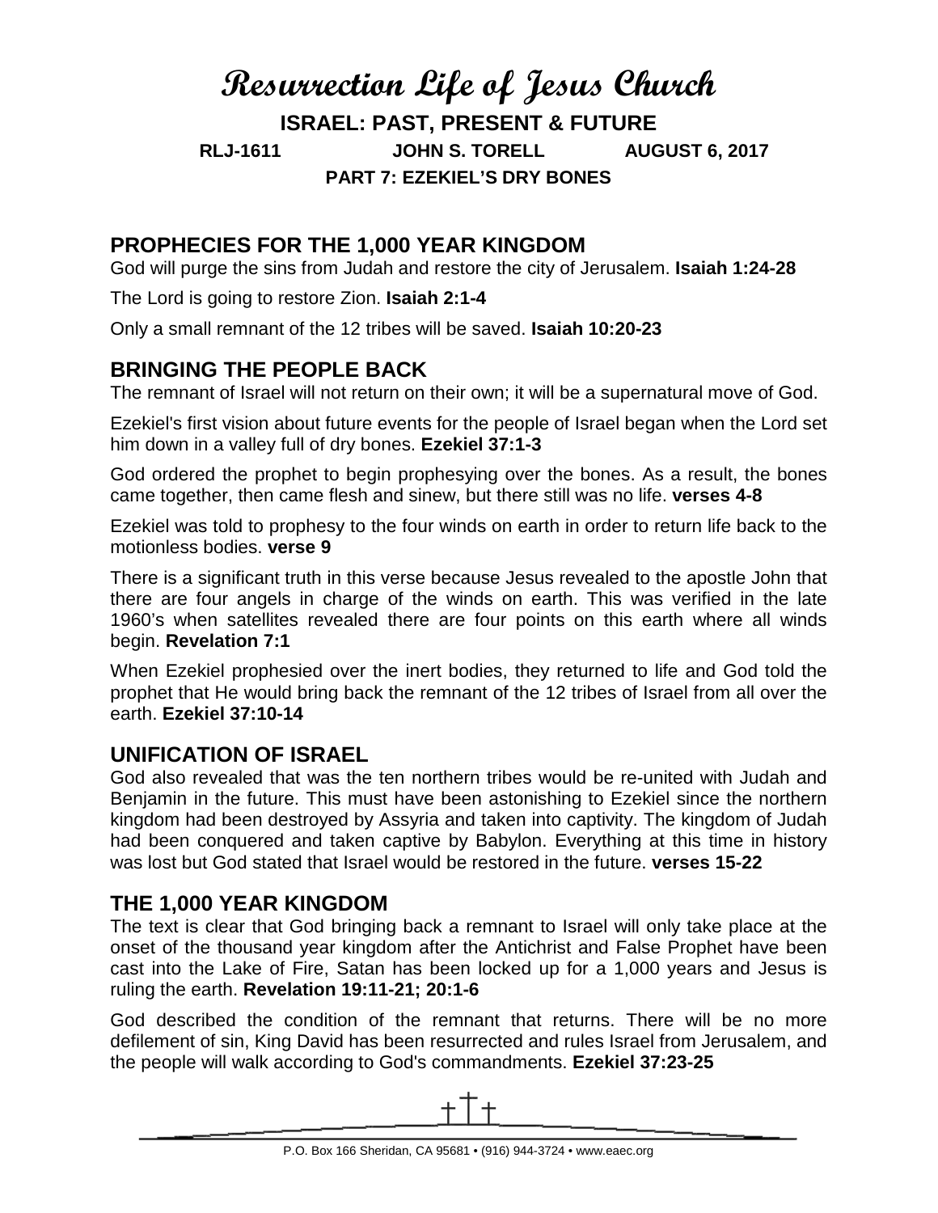# Resurrection Life of Jesus Church

**ISRAEL: PAST, PRESENT & FUTURE**

**RLJ-1611 JOHN S. TORELL AUGUST 6, 2017**

**PART 7: EZEKIEL'S DRY BONES**

## PROPHECIES FOR THE 1,000 YEAR KINGDOM

God will purge the sins from Judah and restore the city of Jerusalem. **Isaiah 1:24-28**

The Lord is going to restore Zion. **Isaiah 2:1-4**

Only a small remnant of the 12 tribes will be saved. **Isaiah 10:20-23**

## BRINGING THE PEOPLE BACK

The remnant of Israel will not return on their own; it will be a supernatural move of God.

Ezekiel's first vision about future events for the people of Israel began when the Lord set him down in a valley full of dry bones. **Ezekiel 37:1-3**

God ordered the prophet to begin prophesying over the bones. As a result, the bones came together, then came flesh and sinew, but there still was no life. **verses 4-8**

Ezekiel was told to prophesy to the four winds on earth in order to return life back to the motionless bodies. **verse 9**

There is a significant truth in this verse because Jesus revealed to the apostle John that there are four angels in charge of the winds on earth. This was verified in the late 1960's when satellites revealed there are four points on this earth where all winds begin. **Revelation 7:1**

When Ezekiel prophesied over the inert bodies, they returned to life and God told the prophet that He would bring back the remnant of the 12 tribes of Israel from all over the earth. **Ezekiel 37:10-14**

## UNIFICATION OF ISRAEL

God also revealed that was the ten northern tribes would be re-united with Judah and Benjamin in the future. This must have been astonishing to Ezekiel since the northern kingdom had been destroyed by Assyria and taken into captivity. The kingdom of Judah had been conquered and taken captive by Babylon. Everything at this time in history was lost but God stated that Israel would be restored in the future. **verses 15-22**

## THE 1,000 YEAR KINGDOM

The text is clear that God bringing back a remnant to Israel will only take place at the onset of the thousand year kingdom after the Antichrist and False Prophet have been cast into the Lake of Fire, Satan has been locked up for a 1,000 years and Jesus is ruling the earth. **Revelation 19:11-21; 20:1-6**

God described the condition of the remnant that returns. There will be no more defilement of sin, King David has been resurrected and rules Israel from Jerusalem, and the people will walk according to God's commandments. **Ezekiel 37:23-25**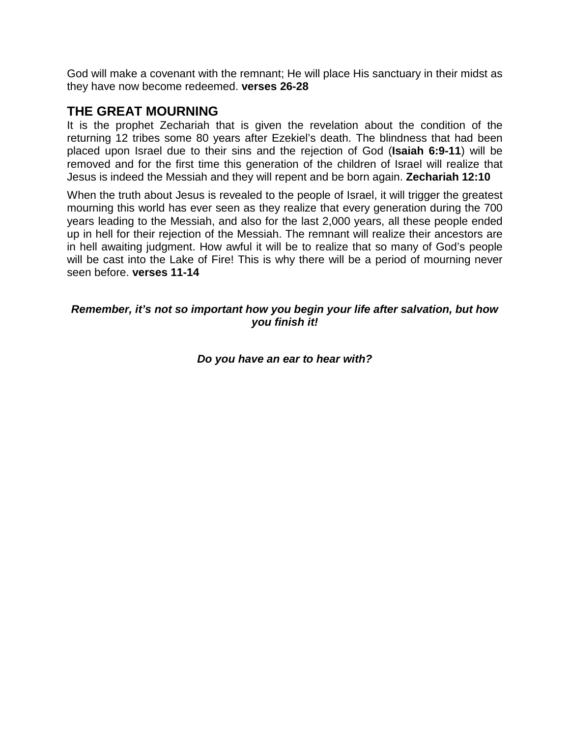God will make a covenant with the remnant; He will place His sanctuary in their midst as they have now become redeemed. **verses 26-28**

## THE GREAT MOURNING

It is the prophet Zechariah that is given the revelation about the condition of the returning 12 tribes some 80 years after Ezekiel's death. The blindness that had been placed upon Israel due to their sins and the rejection of God (**Isaiah 6:9-11**) will be removed and for the first time this generation of the children of Israel will realize that Jesus is indeed the Messiah and they will repent and be born again. **Zechariah 12:10**

When the truth about Jesus is revealed to the people of Israel, it will trigger the greatest mourning this world has ever seen as they realize that every generation during the 700 years leading to the Messiah, and also for the last 2,000 years, all these people ended up in hell for their rejection of the Messiah. The remnant will realize their ancestors are in hell awaiting judgment. How awful it will be to realize that so many of God's people will be cast into the Lake of Fire! This is why there will be a period of mourning never seen before. **verses 11-14**

***Remember, it's not so important how you begin your life after salvation, but how you finish it!***

***Do you have an ear to hear with?***